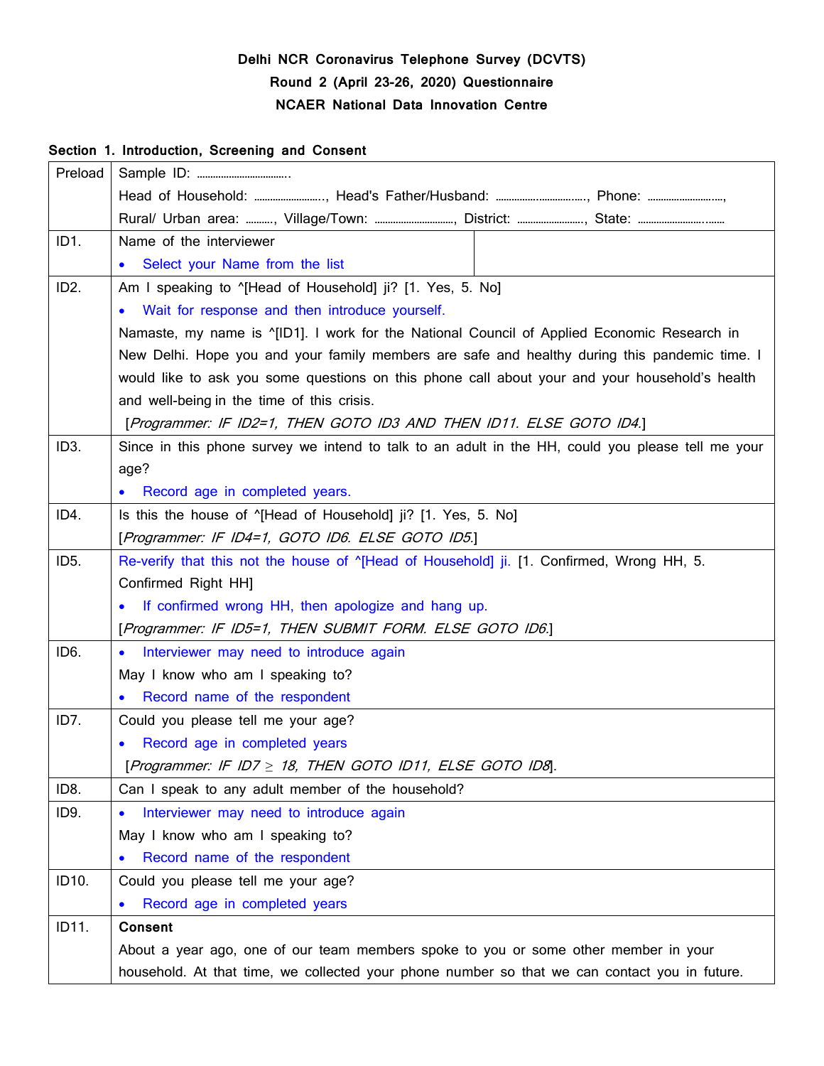**Delhi NCR Coronavirus Telephone Survey (DCVTS)**

**Round 2 (April 23-26, 2020) Questionnaire**

**NCAER National Data Innovation Centre**

**Section 1. Introduction, Screening and Consent**

| | | |
|---|---|---|
| Preload | Sample ID: ……………………………..<br>Head of Household: ……………………., Head's Father/Husband: ……………………………, Phone: ………………………,<br>Rural/ Urban area: ………, Village/Town: ………………………., District: ……………………., State: ………………………….. | |
| ID1. | Name of the interviewer<br>• Select your Name from the list | |
| ID2. | Am I speaking to ^[Head of Household] ji? [1. Yes, 5. No]<br>• Wait for response and then introduce yourself.<br>Namaste, my name is ^[ID1]. I work for the National Council of Applied Economic Research in New Delhi. Hope you and your family members are safe and healthy during this pandemic time. I would like to ask you some questions on this phone call about your and your household's health and well-being in the time of this crisis.<br>[*Programmer: IF ID2=1, THEN GOTO ID3 AND THEN ID11. ELSE GOTO ID4.*] | |
| ID3. | Since in this phone survey we intend to talk to an adult in the HH, could you please tell me your age?<br>• Record age in completed years. | |
| ID4. | Is this the house of ^[Head of Household] ji? [1. Yes, 5. No]<br>[*Programmer: IF ID4=1, GOTO ID6. ELSE GOTO ID5.*] | |
| ID5. | Re-verify that this not the house of ^[Head of Household] ji. [1. Confirmed, Wrong HH, 5. Confirmed Right HH]<br>• If confirmed wrong HH, then apologize and hang up.<br>[*Programmer: IF ID5=1, THEN SUBMIT FORM. ELSE GOTO ID6.*] | |
| ID6. | • Interviewer may need to introduce again<br>May I know who am I speaking to?<br>• Record name of the respondent | |
| ID7. | Could you please tell me your age?<br>• Record age in completed years<br>[*Programmer: IF ID7 $\geq$ 18, THEN GOTO ID11, ELSE GOTO ID8*]. | |
| ID8. | Can I speak to any adult member of the household? | |
| ID9. | • Interviewer may need to introduce again<br>May I know who am I speaking to?<br>• Record name of the respondent | |
| ID10. | Could you please tell me your age?<br>• Record age in completed years | |
| ID11. | **Consent**<br>About a year ago, one of our team members spoke to you or some other member in your household. At that time, we collected your phone number so that we can contact you in future. | |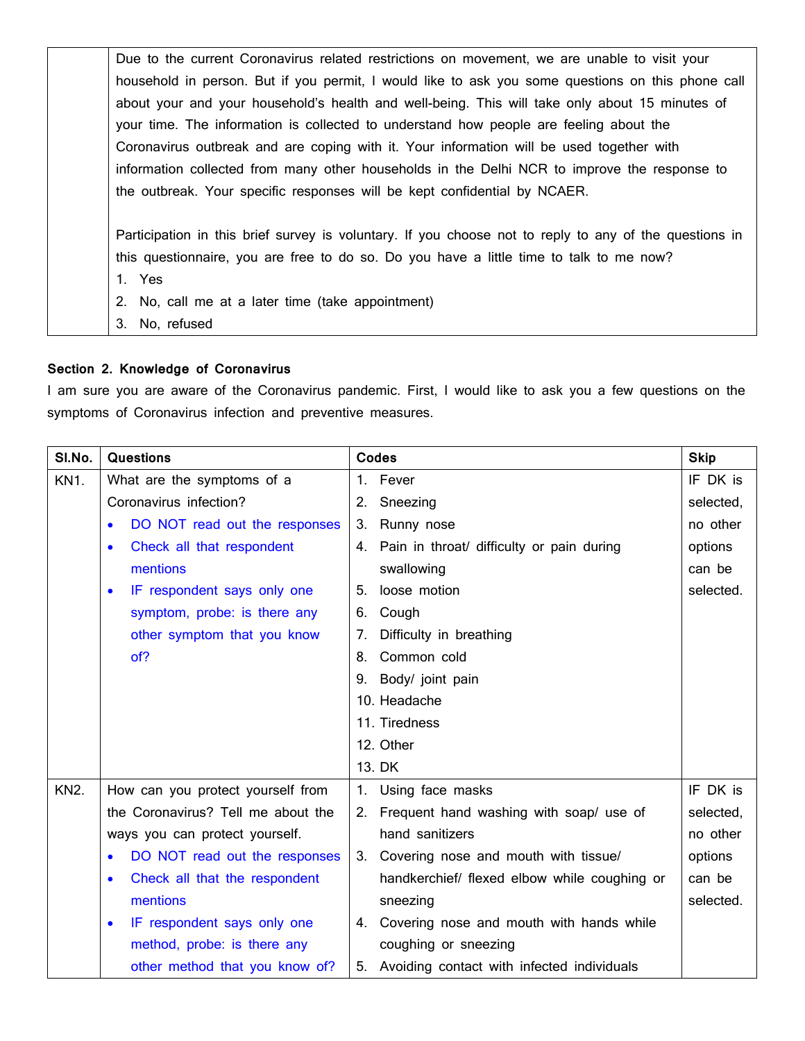| | |
|---|---|
| | Due to the current Coronavirus related restrictions on movement, we are unable to visit your household in person. But if you permit, I would like to ask you some questions on this phone call about your and your household's health and well-being. This will take only about 15 minutes of your time. The information is collected to understand how people are feeling about the Coronavirus outbreak and are coping with it. Your information will be used together with information collected from many other households in the Delhi NCR to improve the response to the outbreak. Your specific responses will be kept confidential by NCAER.<br><br>Participation in this brief survey is voluntary. If you choose not to reply to any of the questions in this questionnaire, you are free to do so. Do you have a little time to talk to me now?<br>1. Yes<br>2. No, call me at a later time (take appointment)<br>3. No, refused |

**Section 2. Knowledge of Coronavirus**

I am sure you are aware of the Coronavirus pandemic. First, I would like to ask you a few questions on the symptoms of Coronavirus infection and preventive measures.

| Sl.No. | Questions | Codes | Skip |
|---|---|---|---|
| KN1. | What are the symptoms of a Coronavirus infection?<br>• DO NOT read out the responses<br>• Check all that respondent mentions<br>• IF respondent says only one symptom, probe: is there any other symptom that you know of? | 1. Fever<br>2. Sneezing<br>3. Runny nose<br>4. Pain in throat/ difficulty or pain during swallowing<br>5. loose motion<br>6. Cough<br>7. Difficulty in breathing<br>8. Common cold<br>9. Body/ joint pain<br>10. Headache<br>11. Tiredness<br>12. Other<br>13. DK | IF DK is selected, no other options can be selected. |
| KN2. | How can you protect yourself from the Coronavirus? Tell me about the ways you can protect yourself.<br>• DO NOT read out the responses<br>• Check all that the respondent mentions<br>• IF respondent says only one method, probe: is there any other method that you know of? | 1. Using face masks<br>2. Frequent hand washing with soap/ use of hand sanitizers<br>3. Covering nose and mouth with tissue/ handkerchief/ flexed elbow while coughing or sneezing<br>4. Covering nose and mouth with hands while coughing or sneezing<br>5. Avoiding contact with infected individuals | IF DK is selected, no other options can be selected. |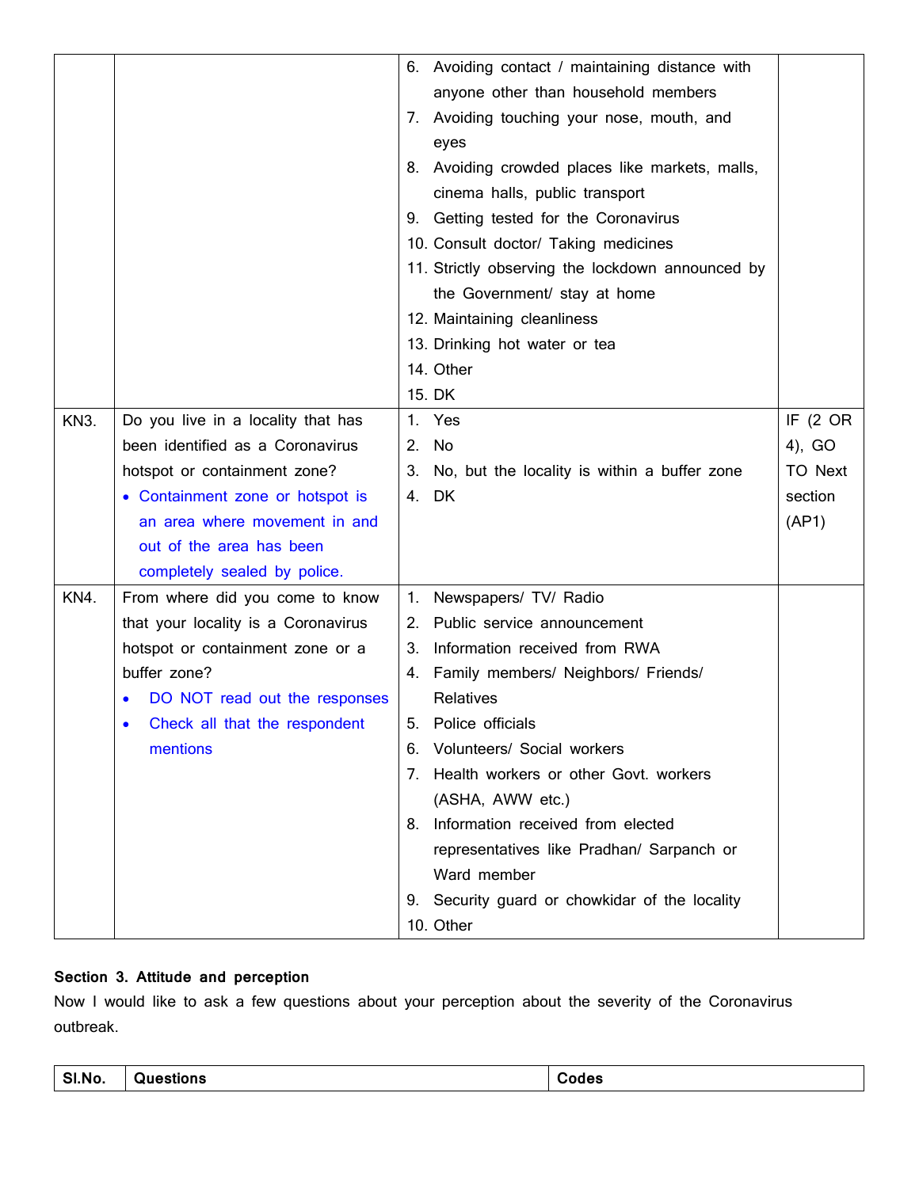| | | | |
|---|---|---|---|
| | | 6. Avoiding contact / maintaining distance with anyone other than household members<br>7. Avoiding touching your nose, mouth, and eyes<br>8. Avoiding crowded places like markets, malls, cinema halls, public transport<br>9. Getting tested for the Coronavirus<br>10. Consult doctor/ Taking medicines<br>11. Strictly observing the lockdown announced by the Government/ stay at home<br>12. Maintaining cleanliness<br>13. Drinking hot water or tea<br>14. Other<br>15. DK | |
| KN3. | Do you live in a locality that has been identified as a Coronavirus hotspot or containment zone?<br>• Containment zone or hotspot is an area where movement in and out of the area has been completely sealed by police. | 1. Yes<br>2. No<br>3. No, but the locality is within a buffer zone<br>4. DK | IF (2 OR 4), GO TO Next section (AP1) |
| KN4. | From where did you come to know that your locality is a Coronavirus hotspot or containment zone or a buffer zone?<br>• DO NOT read out the responses<br>• Check all that the respondent mentions | 1. Newspapers/ TV/ Radio<br>2. Public service announcement<br>3. Information received from RWA<br>4. Family members/ Neighbors/ Friends/ Relatives<br>5. Police officials<br>6. Volunteers/ Social workers<br>7. Health workers or other Govt. workers (ASHA, AWW etc.)<br>8. Information received from elected representatives like Pradhan/ Sarpanch or Ward member<br>9. Security guard or chowkidar of the locality<br>10. Other | |

**Section 3. Attitude and perception**

Now I would like to ask a few questions about your perception about the severity of the Coronavirus outbreak.

| Sl.No. | Questions | Codes |
|---|---|---|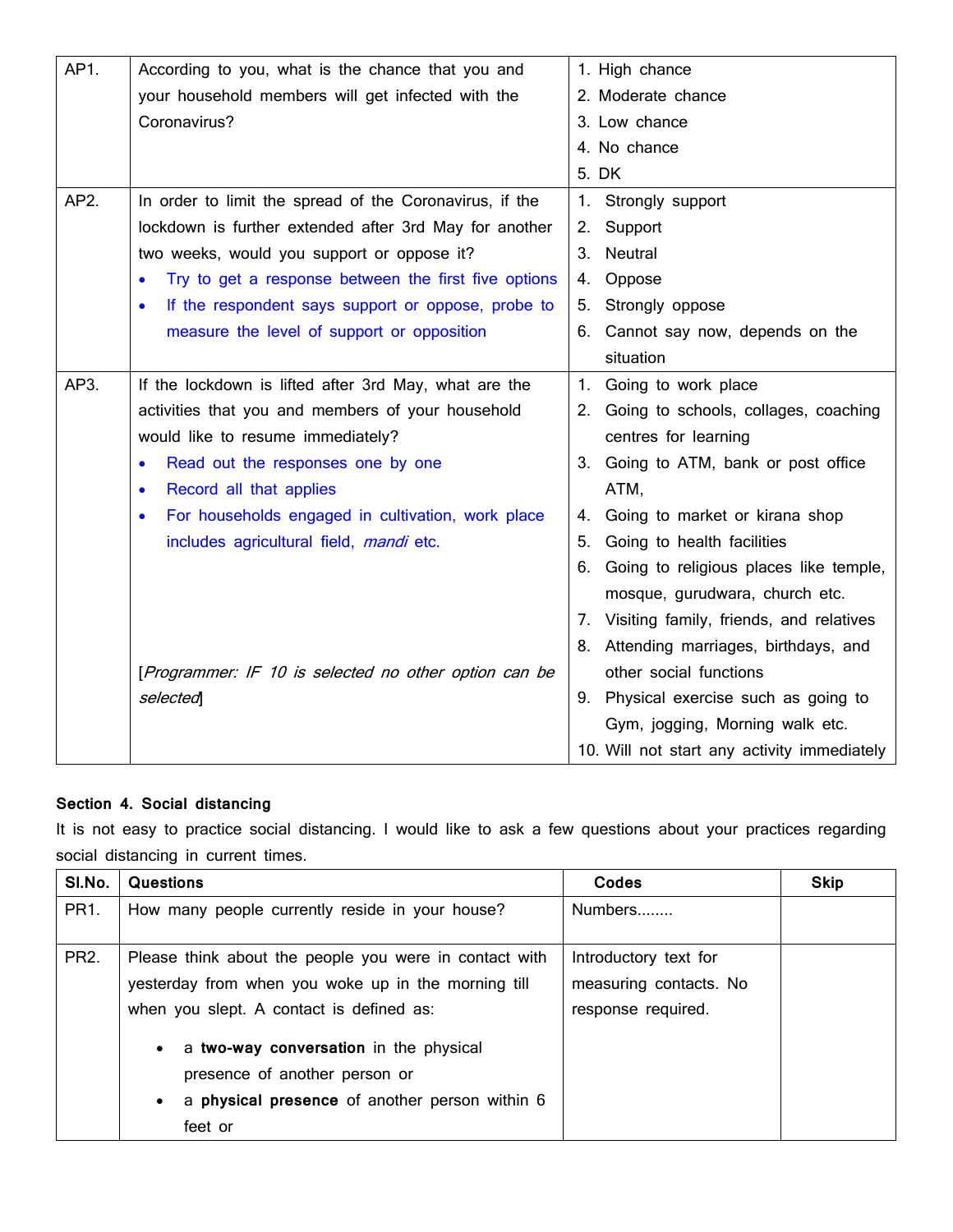| | | |
|---|---|---|
| AP1. | According to you, what is the chance that you and your household members will get infected with the Coronavirus? | 1. High chance<br>2. Moderate chance<br>3. Low chance<br>4. No chance<br>5. DK |
| AP2. | In order to limit the spread of the Coronavirus, if the lockdown is further extended after 3rd May for another two weeks, would you support or oppose it?<br>• Try to get a response between the first five options<br>• If the respondent says support or oppose, probe to measure the level of support or opposition | 1. Strongly support<br>2. Support<br>3. Neutral<br>4. Oppose<br>5. Strongly oppose<br>6. Cannot say now, depends on the situation |
| AP3. | If the lockdown is lifted after 3rd May, what are the activities that you and members of your household would like to resume immediately?<br>• Read out the responses one by one<br>• Record all that applies<br>• For households engaged in cultivation, work place includes agricultural field, *mandi* etc.<br><br>[*Programmer: IF 10 is selected no other option can be selected*] | 1. Going to work place<br>2. Going to schools, collages, coaching centres for learning<br>3. Going to ATM, bank or post office ATM,<br>4. Going to market or kirana shop<br>5. Going to health facilities<br>6. Going to religious places like temple, mosque, gurudwara, church etc.<br>7. Visiting family, friends, and relatives<br>8. Attending marriages, birthdays, and other social functions<br>9. Physical exercise such as going to Gym, jogging, Morning walk etc.<br>10. Will not start any activity immediately |

**Section 4. Social distancing**

It is not easy to practice social distancing. I would like to ask a few questions about your practices regarding social distancing in current times.

| Sl.No. | Questions | Codes | Skip |
|---|---|---|---|
| PR1. | How many people currently reside in your house? | Numbers........ | |
| PR2. | Please think about the people you were in contact with yesterday from when you woke up in the morning till when you slept. A contact is defined as:<br>• a **two-way conversation** in the physical presence of another person or<br>• a **physical presence** of another person within 6 feet or | Introductory text for measuring contacts. No response required. | |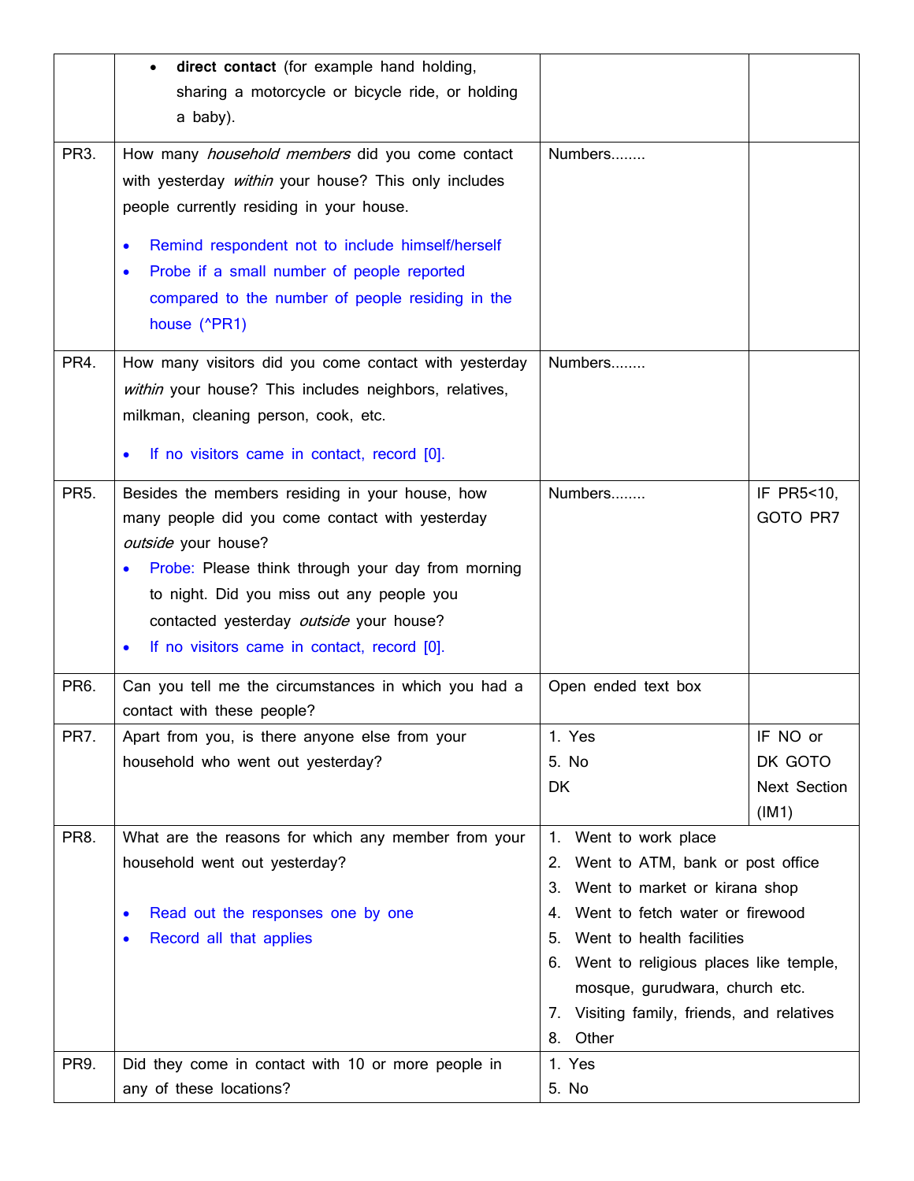| | | | |
|---|---|---|---|
| | • **direct contact** (for example hand holding, sharing a motorcycle or bicycle ride, or holding a baby). | | |
| PR3. | How many *household members* did you come contact with yesterday *within* your house? This only includes people currently residing in your house.<br>• Remind respondent not to include himself/herself<br>• Probe if a small number of people reported compared to the number of people residing in the house (^PR1) | Numbers........ | |
| PR4. | How many visitors did you come contact with yesterday *within* your house? This includes neighbors, relatives, milkman, cleaning person, cook, etc.<br>• If no visitors came in contact, record [0]. | Numbers........ | |
| PR5. | Besides the members residing in your house, how many people did you come contact with yesterday *outside* your house?<br>• Probe: Please think through your day from morning to night. Did you miss out any people you contacted yesterday *outside* your house?<br>• If no visitors came in contact, record [0]. | Numbers........ | IF PR5<10, GOTO PR7 |
| PR6. | Can you tell me the circumstances in which you had a contact with these people? | Open ended text box | |
| PR7. | Apart from you, is there anyone else from your household who went out yesterday? | 1. Yes<br>5. No<br>DK | IF NO or DK GOTO Next Section (IM1) |
| PR8. | What are the reasons for which any member from your household went out yesterday?<br>• Read out the responses one by one<br>• Record all that applies | 1. Went to work place<br>2. Went to ATM, bank or post office<br>3. Went to market or kirana shop<br>4. Went to fetch water or firewood<br>5. Went to health facilities<br>6. Went to religious places like temple, mosque, gurudwara, church etc.<br>7. Visiting family, friends, and relatives<br>8. Other | |
| PR9. | Did they come in contact with 10 or more people in any of these locations? | 1. Yes<br>5. No | |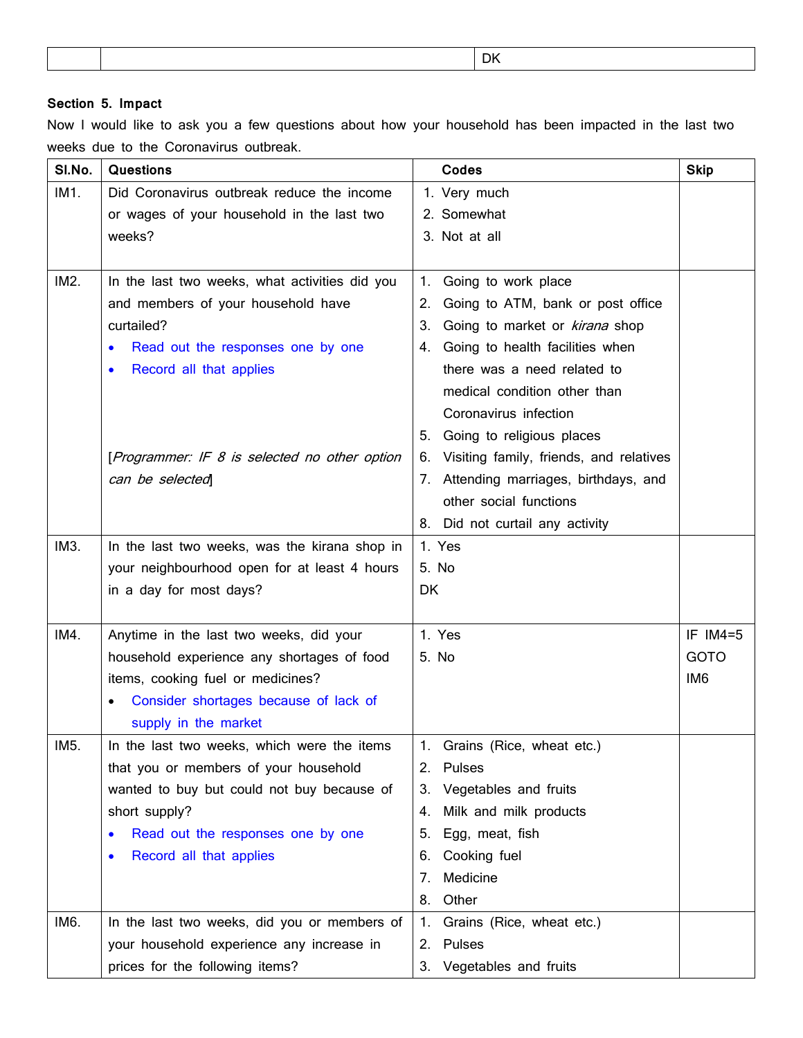| | | DK |
|---|---|---|

**Section 5. Impact**

Now I would like to ask you a few questions about how your household has been impacted in the last two weeks due to the Coronavirus outbreak.

| Sl.No. | Questions | Codes | Skip |
|---|---|---|---|
| IM1. | Did Coronavirus outbreak reduce the income or wages of your household in the last two weeks? | 1. Very much<br>2. Somewhat<br>3. Not at all | |
| IM2. | In the last two weeks, what activities did you and members of your household have curtailed?<br>• Read out the responses one by one<br>• Record all that applies<br><br>[*Programmer: IF 8 is selected no other option can be selected*] | 1. Going to work place<br>2. Going to ATM, bank or post office<br>3. Going to market or *kirana* shop<br>4. Going to health facilities when there was a need related to medical condition other than Coronavirus infection<br>5. Going to religious places<br>6. Visiting family, friends, and relatives<br>7. Attending marriages, birthdays, and other social functions<br>8. Did not curtail any activity | |
| IM3. | In the last two weeks, was the kirana shop in your neighbourhood open for at least 4 hours in a day for most days? | 1. Yes<br>5. No<br>DK | |
| IM4. | Anytime in the last two weeks, did your household experience any shortages of food items, cooking fuel or medicines?<br>• Consider shortages because of lack of supply in the market | 1. Yes<br>5. No | IF IM4=5 GOTO IM6 |
| IM5. | In the last two weeks, which were the items that you or members of your household wanted to buy but could not buy because of short supply?<br>• Read out the responses one by one<br>• Record all that applies | 1. Grains (Rice, wheat etc.)<br>2. Pulses<br>3. Vegetables and fruits<br>4. Milk and milk products<br>5. Egg, meat, fish<br>6. Cooking fuel<br>7. Medicine<br>8. Other | |
| IM6. | In the last two weeks, did you or members of your household experience any increase in prices for the following items? | 1. Grains (Rice, wheat etc.)<br>2. Pulses<br>3. Vegetables and fruits | |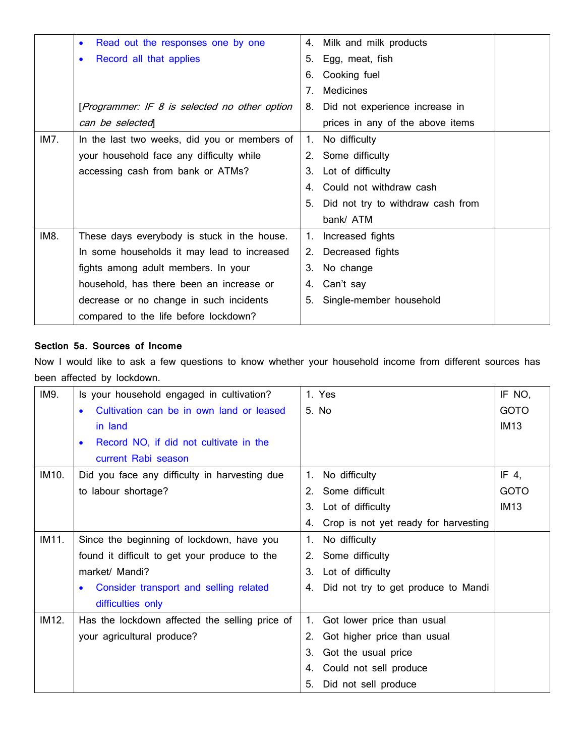|  |  |  |  |
|---|---|---|---|
|  | • Read out the responses one by one<br>• Record all that applies<br><br>[*Programmer: IF 8 is selected no other option can be selected*] | 4. Milk and milk products<br>5. Egg, meat, fish<br>6. Cooking fuel<br>7. Medicines<br>8. Did not experience increase in prices in any of the above items |  |
| IM7. | In the last two weeks, did you or members of your household face any difficulty while accessing cash from bank or ATMs? | 1. No difficulty<br>2. Some difficulty<br>3. Lot of difficulty<br>4. Could not withdraw cash<br>5. Did not try to withdraw cash from bank/ ATM |  |
| IM8. | These days everybody is stuck in the house. In some households it may lead to increased fights among adult members. In your household, has there been an increase or decrease or no change in such incidents compared to the life before lockdown? | 1. Increased fights<br>2. Decreased fights<br>3. No change<br>4. Can't say<br>5. Single-member household |  |

**Section 5a. Sources of Income**

Now I would like to ask a few questions to know whether your household income from different sources has been affected by lockdown.

|  |  |  |  |
|---|---|---|---|
| IM9. | Is your household engaged in cultivation?<br>• Cultivation can be in own land or leased in land<br>• Record NO, if did not cultivate in the current Rabi season | 1. Yes<br>5. No | IF NO, GOTO IM13 |
| IM10. | Did you face any difficulty in harvesting due to labour shortage? | 1. No difficulty<br>2. Some difficult<br>3. Lot of difficulty<br>4. Crop is not yet ready for harvesting | IF 4, GOTO IM13 |
| IM11. | Since the beginning of lockdown, have you found it difficult to get your produce to the market/ Mandi?<br>• Consider transport and selling related difficulties only | 1. No difficulty<br>2. Some difficulty<br>3. Lot of difficulty<br>4. Did not try to get produce to Mandi |  |
| IM12. | Has the lockdown affected the selling price of your agricultural produce? | 1. Got lower price than usual<br>2. Got higher price than usual<br>3. Got the usual price<br>4. Could not sell produce<br>5. Did not sell produce |  |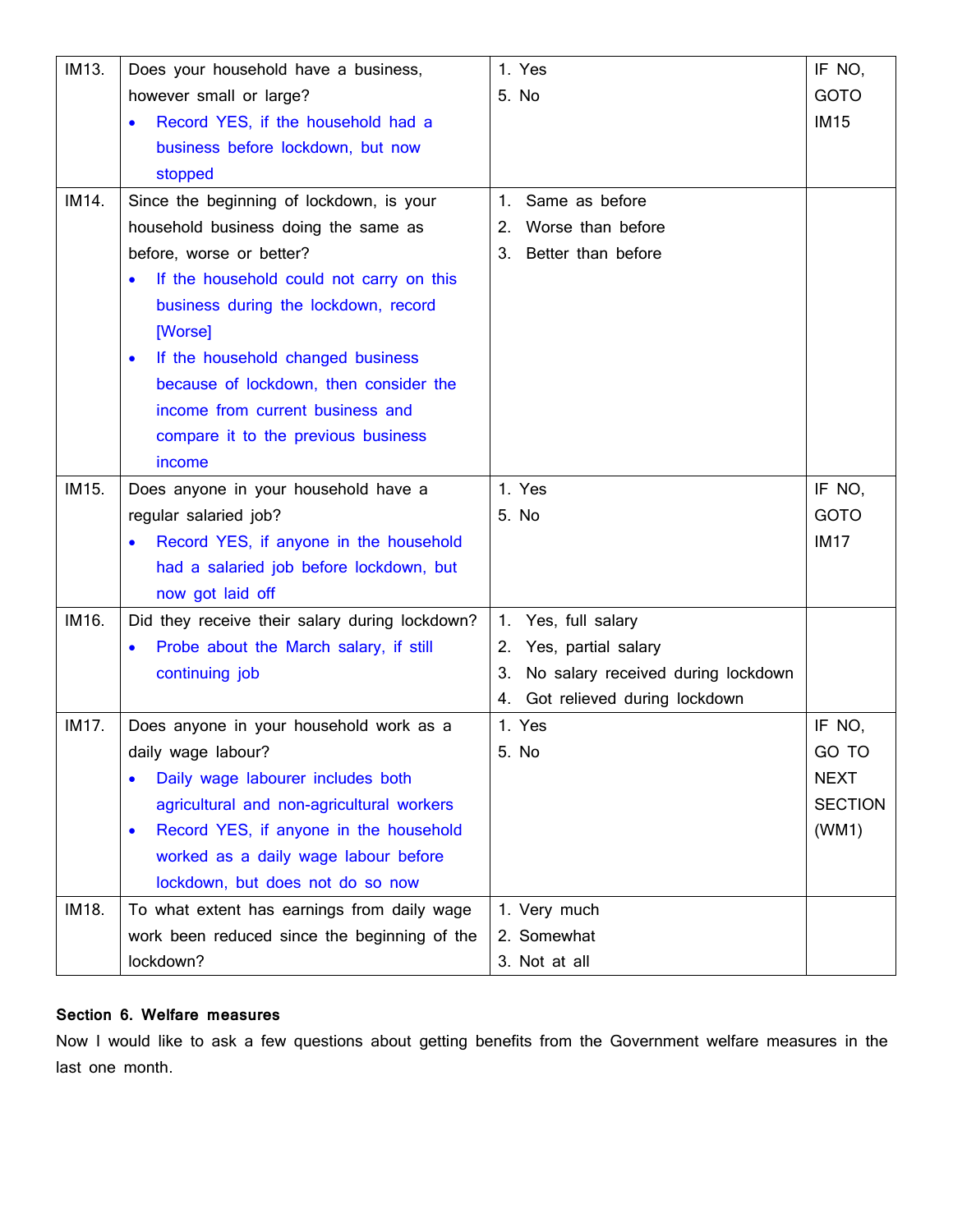| | | | |
|---|---|---|---|
| IM13. | Does your household have a business, however small or large?<br>• Record YES, if the household had a business before lockdown, but now stopped | 1. Yes<br>5. No | IF NO, GOTO IM15 |
| IM14. | Since the beginning of lockdown, is your household business doing the same as before, worse or better?<br>• If the household could not carry on this business during the lockdown, record [Worse]<br>• If the household changed business because of lockdown, then consider the income from current business and compare it to the previous business income | 1. Same as before<br>2. Worse than before<br>3. Better than before | |
| IM15. | Does anyone in your household have a regular salaried job?<br>• Record YES, if anyone in the household had a salaried job before lockdown, but now got laid off | 1. Yes<br>5. No | IF NO, GOTO IM17 |
| IM16. | Did they receive their salary during lockdown?<br>• Probe about the March salary, if still continuing job | 1. Yes, full salary<br>2. Yes, partial salary<br>3. No salary received during lockdown<br>4. Got relieved during lockdown | |
| IM17. | Does anyone in your household work as a daily wage labour?<br>• Daily wage labourer includes both agricultural and non-agricultural workers<br>• Record YES, if anyone in the household worked as a daily wage labour before lockdown, but does not do so now | 1. Yes<br>5. No | IF NO, GO TO NEXT SECTION (WM1) |
| IM18. | To what extent has earnings from daily wage work been reduced since the beginning of the lockdown? | 1. Very much<br>2. Somewhat<br>3. Not at all | |

**Section 6. Welfare measures**

Now I would like to ask a few questions about getting benefits from the Government welfare measures in the last one month.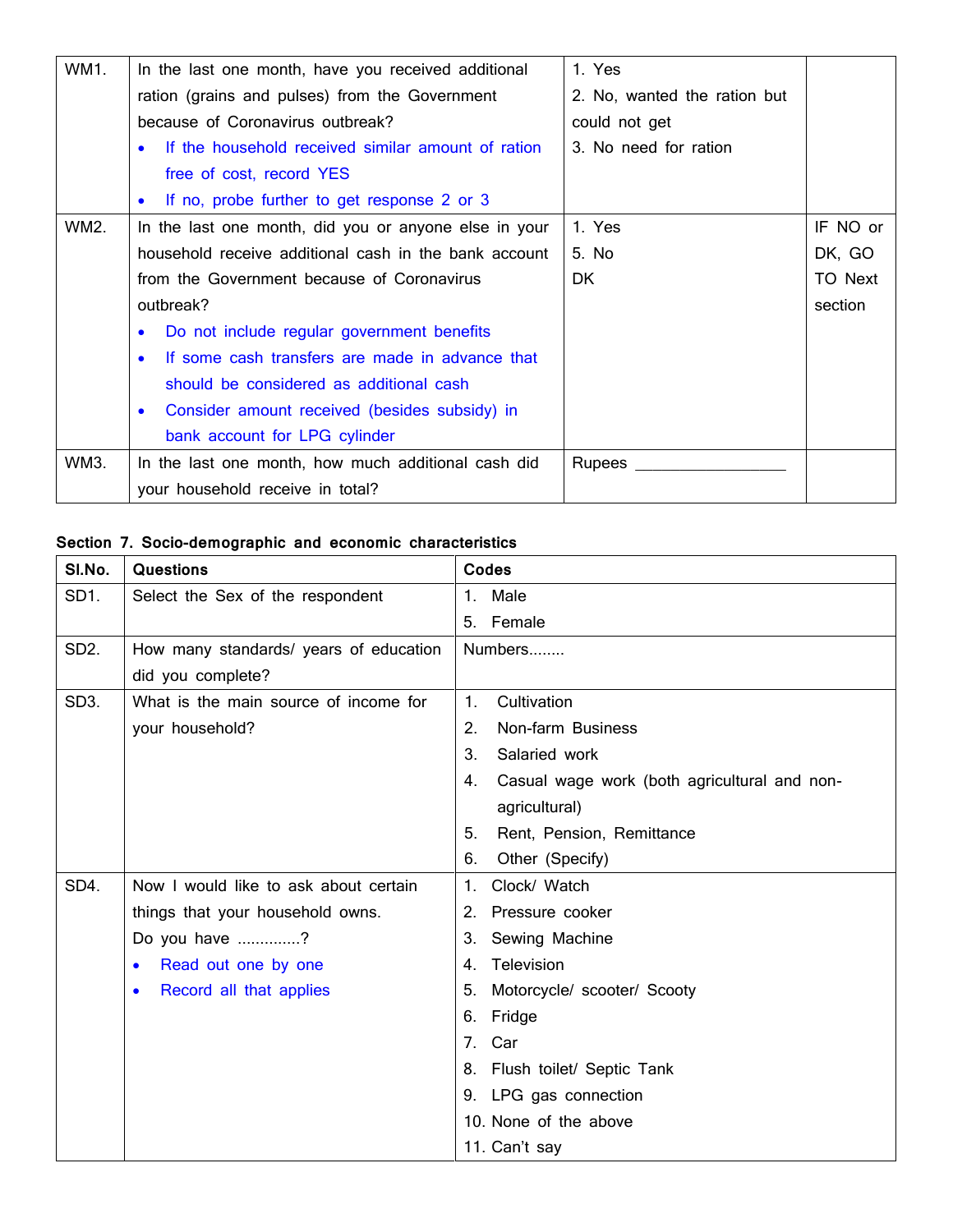| WM1. | In the last one month, have you received additional ration (grains and pulses) from the Government because of Coronavirus outbreak?<br>• If the household received similar amount of ration free of cost, record YES<br>• If no, probe further to get response 2 or 3 | 1. Yes<br>2. No, wanted the ration but could not get<br>3. No need for ration | |
|---|---|---|---|
| WM2. | In the last one month, did you or anyone else in your household receive additional cash in the bank account from the Government because of Coronavirus outbreak?<br>• Do not include regular government benefits<br>• If some cash transfers are made in advance that should be considered as additional cash<br>• Consider amount received (besides subsidy) in bank account for LPG cylinder | 1. Yes<br>5. No<br>DK | IF NO or DK, GO TO Next section |
| WM3. | In the last one month, how much additional cash did your household receive in total? | Rupees ________________ | |

**Section 7. Socio-demographic and economic characteristics**

| Sl.No. | Questions | Codes |
|---|---|---|
| SD1. | Select the Sex of the respondent | 1. Male<br>5. Female |
| SD2. | How many standards/ years of education did you complete? | Numbers........ |
| SD3. | What is the main source of income for your household? | 1. Cultivation<br>2. Non-farm Business<br>3. Salaried work<br>4. Casual wage work (both agricultural and non-agricultural)<br>5. Rent, Pension, Remittance<br>6. Other (Specify) |
| SD4. | Now I would like to ask about certain things that your household owns.<br>Do you have ..............?<br>• Read out one by one<br>• Record all that applies | 1. Clock/ Watch<br>2. Pressure cooker<br>3. Sewing Machine<br>4. Television<br>5. Motorcycle/ scooter/ Scooty<br>6. Fridge<br>7. Car<br>8. Flush toilet/ Septic Tank<br>9. LPG gas connection<br>10. None of the above<br>11. Can't say |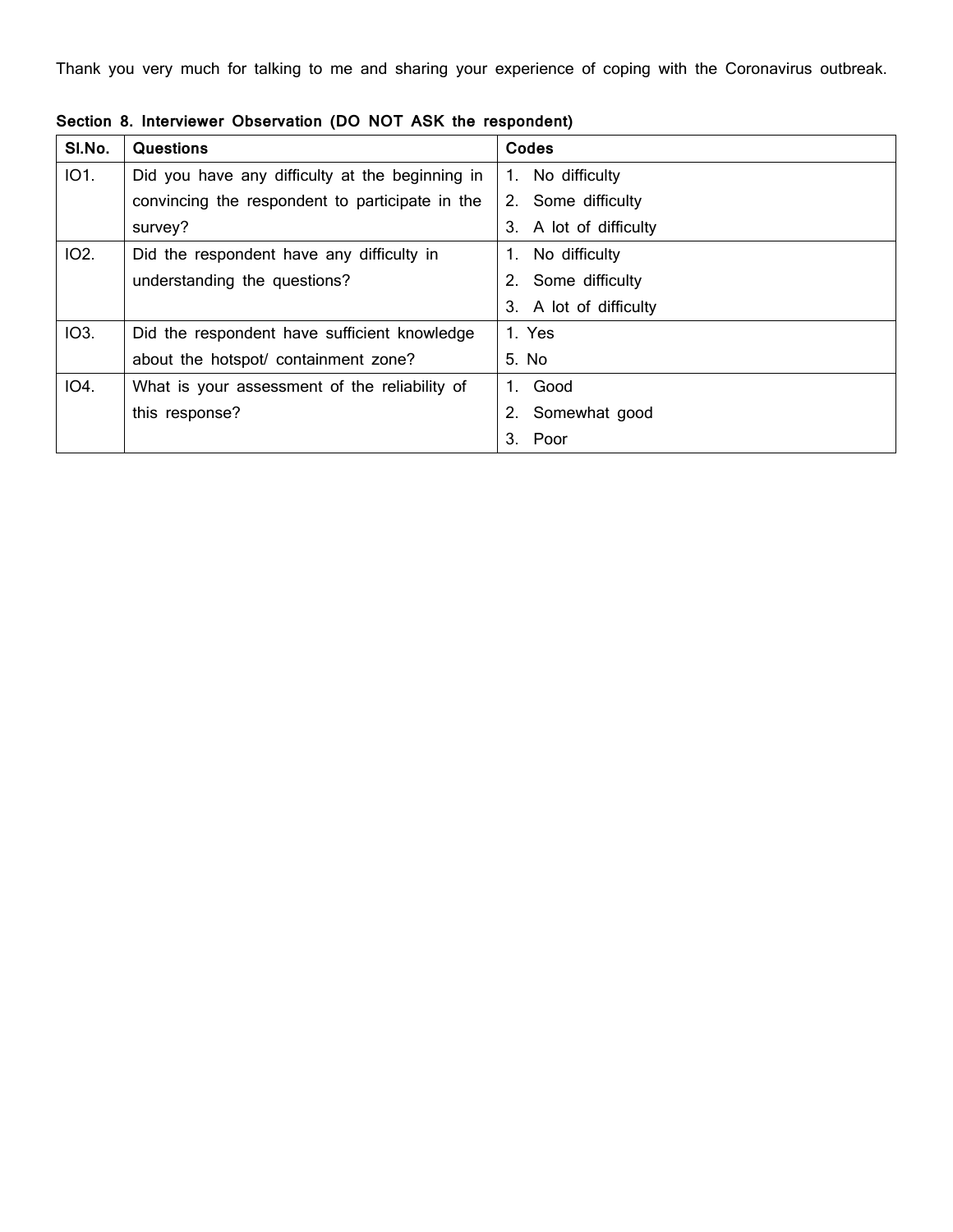Thank you very much for talking to me and sharing your experience of coping with the Coronavirus outbreak.

**Section 8. Interviewer Observation (DO NOT ASK the respondent)**

| Sl.No. | Questions | Codes |
|---|---|---|
| IO1. | Did you have any difficulty at the beginning in convincing the respondent to participate in the survey? | 1. No difficulty<br>2. Some difficulty<br>3. A lot of difficulty |
| IO2. | Did the respondent have any difficulty in understanding the questions? | 1. No difficulty<br>2. Some difficulty<br>3. A lot of difficulty |
| IO3. | Did the respondent have sufficient knowledge about the hotspot/ containment zone? | 1. Yes<br>5. No |
| IO4. | What is your assessment of the reliability of this response? | 1. Good<br>2. Somewhat good<br>3. Poor |